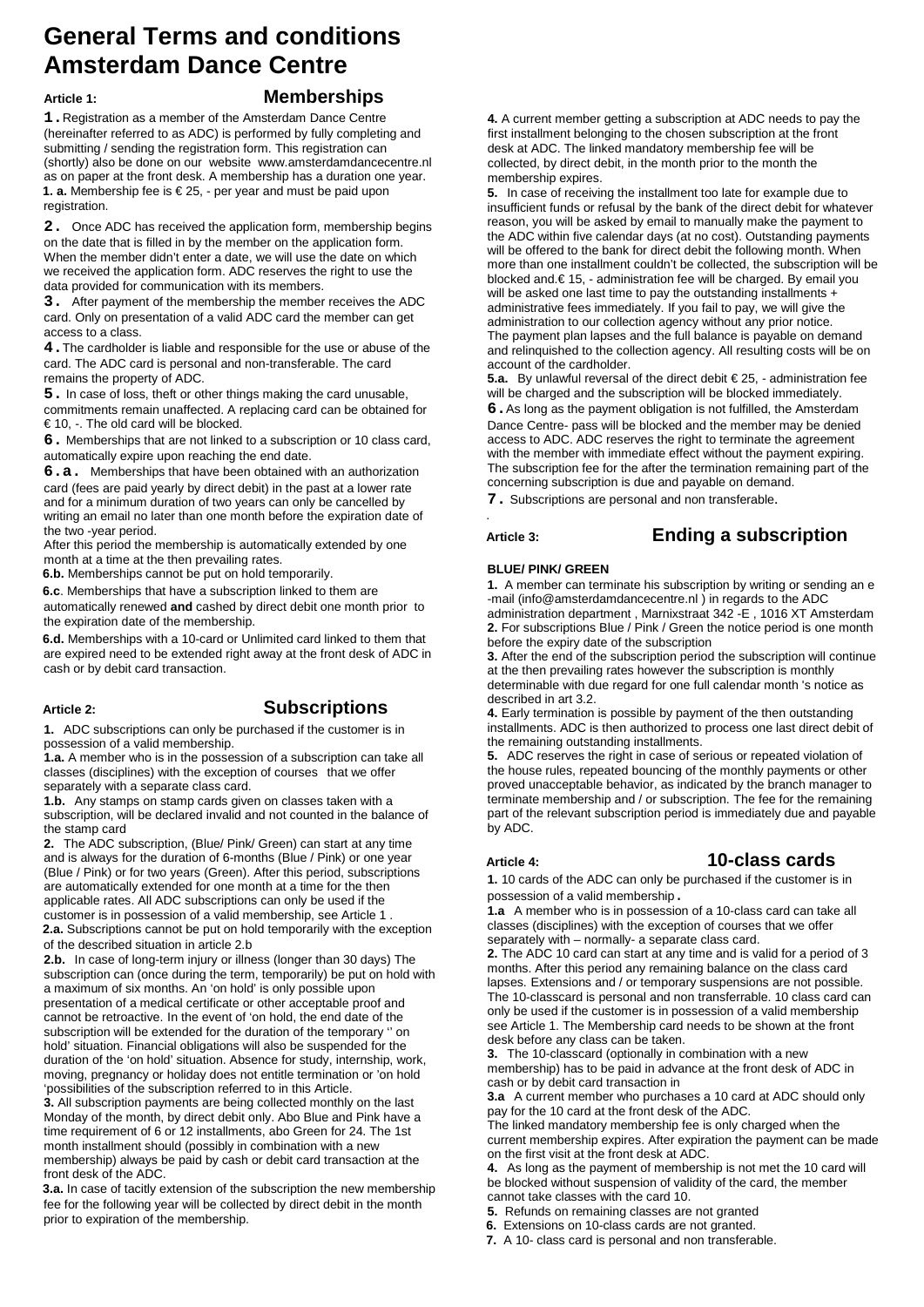# General Terms and conditions Amsterdam Dance Centre

## Article 1: Memberships

**1.** Registration as a member of the Amsterdam Dance Centre (hereinafter referred to as ADC) is performed by fully completing and submitting / sending the registration form. This registration can (shortly) also be done on our website www.amsterdamdancecentre.nl as on paper at the front desk. A membership has a duration one year.

**1. a.** Membership fee is € 25, - per year and must be paid upon registration.

**2.** Once ADC has received the application form, membership begins on the date that is filled in by the member on the application form. When the member didn't enter a date, we will use the date on which we received the application form. ADC reserves the right to use the data provided for communication with its members.

**3.** After payment of the membership the member receives the ADC card. Only on presentation of a valid ADC card the member can get access to a class.

**4.** The cardholder is liable and responsible for the use or abuse of the card. The ADC card is personal and non-transferable. The card remains the property of ADC.

**5.** In case of loss, theft or other things making the card unusable, commitments remain unaffected. A replacing card can be obtained for € 10, -. The old card will be blocked.

**6.** Memberships that are not linked to a subscription or 10 class card, automatically expire upon reaching the end date.

**6.a.** Memberships that have been obtained with an authorization card (fees are paid yearly by direct debit) in the past at a lower rate and for a minimum duration of two years can only be cancelled by writing an email no later than one month before the expiration date of the two -year period.

After this period the membership is automatically extended by one month at a time at the then prevailing rates.

**6.b.** Memberships cannot be put on hold temporarily.

**6.c**. Memberships that have a subscription linked to them are automatically renewed **and** cashed by direct debit one month prior to the expiration date of the membership.

**6.d.** Memberships with a 10-card or Unlimited card linked to them that are expired need to be extended right away at the front desk of ADC in cash or by debit card transaction.

## Article 2: Subscriptions

**1.** ADC subscriptions can only be purchased if the customer is in possession of a valid membership.

**1.a.** A member who is in the possession of a subscription can take all classes (disciplines) with the exception of courses that we offer separately with a separate class card.

**1.b.** Any stamps on stamp cards given on classes taken with a subscription, will be declared invalid and not counted in the balance of the stamp card

**2.** The ADC subscription, (Blue/ Pink/ Green) can start at any time and is always for the duration of 6-months (Blue / Pink) or one year (Blue / Pink) or for two years (Green). After this period, subscriptions are automatically extended for one month at a time for the then applicable rates. All ADC subscriptions can only be used if the customer is in possession of a valid membership, see Article 1 .

**2.a.** Subscriptions cannot be put on hold temporarily with the exception of the described situation in article 2.b

**2.b.** In case of long-term injury or illness (longer than 30 days) The subscription can (once during the term, temporarily) be put on hold with a maximum of six months. An 'on hold' is only possible upon presentation of a medical certificate or other acceptable proof and cannot be retroactive. In the event of 'on hold, the end date of the subscription will be extended for the duration of the temporary '' on hold' situation. Financial obligations will also be suspended for the duration of the 'on hold' situation. Absence for study, internship, work, moving, pregnancy or holiday does not entitle termination or 'on hold 'possibilities of the subscription referred to in this Article.

**3.** All subscription payments are being collected monthly on the last Monday of the month, by direct debit only. Abo Blue and Pink have a time requirement of 6 or 12 installments, abo Green for 24. The 1st month installment should (possibly in combination with a new membership) always be paid by cash or debit card transaction at the front desk of the ADC.

**3.a.** In case of tacitly extension of the subscription the new membership fee for the following year will be collected by direct debit in the month prior to expiration of the membership.

**4.** A current member getting a subscription at ADC needs to pay the first installment belonging to the chosen subscription at the front desk at ADC. The linked mandatory membership fee will be collected, by direct debit, in the month prior to the month the membership expires.

**5.** In case of receiving the installment too late for example due to insufficient funds or refusal by the bank of the direct debit for whatever reason, you will be asked by email to manually make the payment to the ADC within five calendar days (at no cost). Outstanding payments will be offered to the bank for direct debit the following month. When more than one installment couldn't be collected, the subscription will be blocked and.€ 15, - administration fee will be charged. By email you will be asked one last time to pay the outstanding installments + administrative fees immediately. If you fail to pay, we will give the administration to our collection agency without any prior notice. The payment plan lapses and the full balance is payable on demand and relinquished to the collection agency. All resulting costs will be on account of the cardholder.

**5.a.** By unlawful reversal of the direct debit € 25, - administration fee will be charged and the subscription will be blocked immediately.

**6.** As long as the payment obligation is not fulfilled, the Amsterdam Dance Centre- pass will be blocked and the member may be denied access to ADC. ADC reserves the right to terminate the agreement with the member with immediate effect without the payment expiring. The subscription fee for the after the termination remaining part of the concerning subscription is due and payable on demand.

**7.** Subscriptions are personal and non transferable.

## Article 3: Ending a subscription

**BLUE/ PINK/ GREEN**

**1.** A member can terminate his subscription by writing or sending an e -mail (info@amsterdamdancecentre.nl ) in regards to the ADC administration department , Marnixstraat 342 -E , 1016 XT Amsterdam

**2.** For subscriptions Blue / Pink / Green the notice period is one month before the expiry date of the subscription

**3.** After the end of the subscription period the subscription will continue at the then prevailing rates however the subscription is monthly determinable with due regard for one full calendar month 's notice as described in art 3.2.

**4.** Early termination is possible by payment of the then outstanding installments. ADC is then authorized to process one last direct debit of the remaining outstanding installments.

**5.** ADC reserves the right in case of serious or repeated violation of the house rules, repeated bouncing of the monthly payments or other proved unacceptable behavior, as indicated by the branch manager to terminate membership and / or subscription. The fee for the remaining part of the relevant subscription period is immediately due and payable by ADC.

## Article 4: 10-class cards

**1.** 10 cards of the ADC can only be purchased if the customer is in possession of a valid membership**.**

**1.a** A member who is in possession of a 10-class card can take all classes (disciplines) with the exception of courses that we offer separately with – normally- a separate class card.

**2.** The ADC 10 card can start at any time and is valid for a period of 3 months. After this period any remaining balance on the class card lapses. Extensions and / or temporary suspensions are not possible. The 10-classcard is personal and non transferrable. 10 class card can only be used if the customer is in possession of a valid membership see Article 1. The Membership card needs to be shown at the front desk before any class can be taken.

**3.** The 10-classcard (optionally in combination with a new membership) has to be paid in advance at the front desk of ADC in cash or by debit card transaction in

**3.a** A current member who purchases a 10 card at ADC should only pay for the 10 card at the front desk of the ADC.

The linked mandatory membership fee is only charged when the current membership expires. After expiration the payment can be made on the first visit at the front desk at ADC.

**4.** As long as the payment of membership is not met the 10 card will be blocked without suspension of validity of the card, the member cannot take classes with the card 10.

**5.** Refunds on remaining classes are not granted

**6.** Extensions on 10-class cards are not granted.

**7.** A 10- class card is personal and non transferable.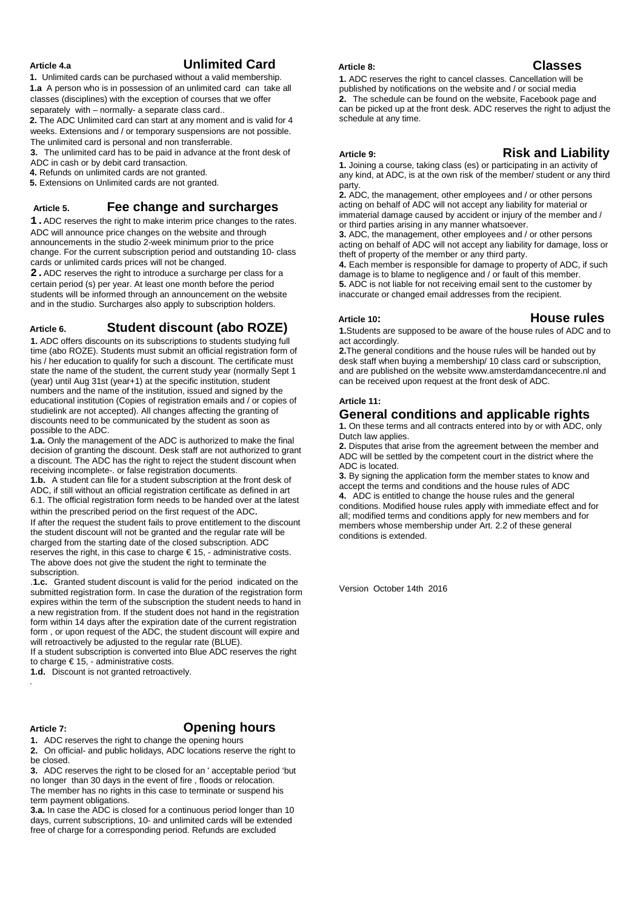## Article 4.a Unlimited Card

**1.** Unlimited cards can be purchased without a valid membership.

**1.a** A person who is in possession of an unlimited card can take all classes (disciplines) with the exception of courses that we offer separately with – normally- a separate class card..

**2.** The ADC Unlimited card can start at any moment and is valid for 4 weeks. Extensions and / or temporary suspensions are not possible. The unlimited card is personal and non transferrable.

**3.** The unlimited card has to be paid in advance at the front desk of ADC in cash or by debit card transaction.

**4.** Refunds on unlimited cards are not granted.

**5.** Extensions on Unlimited cards are not granted.

## Article 5. Fee change and surcharges

**1.** ADC reserves the right to make interim price changes to the rates. ADC will announce price changes on the website and through announcements in the studio 2-week minimum prior to the price change. For the current subscription period and outstanding 10- class cards or unlimited cards prices will not be changed.

**2.** ADC reserves the right to introduce a surcharge per class for a certain period (s) per year. At least one month before the period students will be informed through an announcement on the website and in the studio. Surcharges also apply to subscription holders.

## Article 6. Student discount (abo ROZE)

**1.** ADC offers discounts on its subscriptions to students studying full time (abo ROZE). Students must submit an official registration form of his / her education to qualify for such a discount. The certificate must state the name of the student, the current study year (normally Sept 1 (year) until Aug 31st (year+1) at the specific institution, student numbers and the name of the institution, issued and signed by the educational institution (Copies of registration emails and / or copies of studielink are not accepted). All changes affecting the granting of discounts need to be communicated by the student as soon as possible to the ADC.

**1.a.** Only the management of the ADC is authorized to make the final decision of granting the discount. Desk staff are not authorized to grant a discount. The ADC has the right to reject the student discount when receiving incomplete-. or false registration documents.

**1.b.** A student can file for a student subscription at the front desk of ADC, if still without an official registration certificate as defined in art 6.1. The official registration form needs to be handed over at the latest within the prescribed period on the first request of the ADC.

If after the request the student fails to prove entitlement to the discount the student discount will not be granted and the regular rate will be charged from the starting date of the closed subscription. ADC reserves the right, in this case to charge € 15, - administrative costs. The above does not give the student the right to terminate the subscription.

.**1.c.** Granted student discount is valid for the period indicated on the submitted registration form. In case the duration of the registration form expires within the term of the subscription the student needs to hand in a new registration from. If the student does not hand in the registration form within 14 days after the expiration date of the current registration form , or upon request of the ADC, the student discount will expire and will retroactively be adjusted to the regular rate (BLUE).

If a student subscription is converted into Blue ADC reserves the right to charge € 15, - administrative costs.

**1.d.** Discount is not granted retroactively.

.

## Article 7: Opening hours

**1.** ADC reserves the right to change the opening hours

**2.** On official- and public holidays, ADC locations reserve the right to be closed.

**3.** ADC reserves the right to be closed for an ' acceptable period 'but no longer than 30 days in the event of fire , floods or relocation. The member has no rights in this case to terminate or suspend his term payment obligations.

**3.a.** In case the ADC is closed for a continuous period longer than 10 days, current subscriptions, 10- and unlimited cards will be extended free of charge for a corresponding period. Refunds are excluded

## Article 8: Classes

**1.** ADC reserves the right to cancel classes. Cancellation will be published by notifications on the website and / or social media

**2.** The schedule can be found on the website, Facebook page and can be picked up at the front desk. ADC reserves the right to adjust the schedule at any time.

## Article 9: Risk and Liability

**1.** Joining a course, taking class (es) or participating in an activity of any kind, at ADC, is at the own risk of the member/ student or any third party.

**2.** ADC, the management, other employees and / or other persons acting on behalf of ADC will not accept any liability for material or immaterial damage caused by accident or injury of the member and / or third parties arising in any manner whatsoever.

**3.** ADC, the management, other employees and / or other persons acting on behalf of ADC will not accept any liability for damage, loss or theft of property of the member or any third party.

**4.** Each member is responsible for damage to property of ADC, if such damage is to blame to negligence and / or fault of this member.

**5.** ADC is not liable for not receiving email sent to the customer by inaccurate or changed email addresses from the recipient.

## Article 10: House rules

**1.**Students are supposed to be aware of the house rules of ADC and to act accordingly.

**2.**The general conditions and the house rules will be handed out by desk staff when buying a membership/ 10 class card or subscription, and are published on the website www.amsterdamdancecentre.nl and can be received upon request at the front desk of ADC.

## Article 11: General conditions and applicable rights

**1.** On these terms and all contracts entered into by or with ADC, only Dutch law applies.

**2.** Disputes that arise from the agreement between the member and ADC will be settled by the competent court in the district where the ADC is located.

**3.** By signing the application form the member states to know and accept the terms and conditions and the house rules of ADC

**4.** ADC is entitled to change the house rules and the general conditions. Modified house rules apply with immediate effect and for all; modified terms and conditions apply for new members and for members whose membership under Art. 2.2 of these general conditions is extended.

Version October 14th 2016